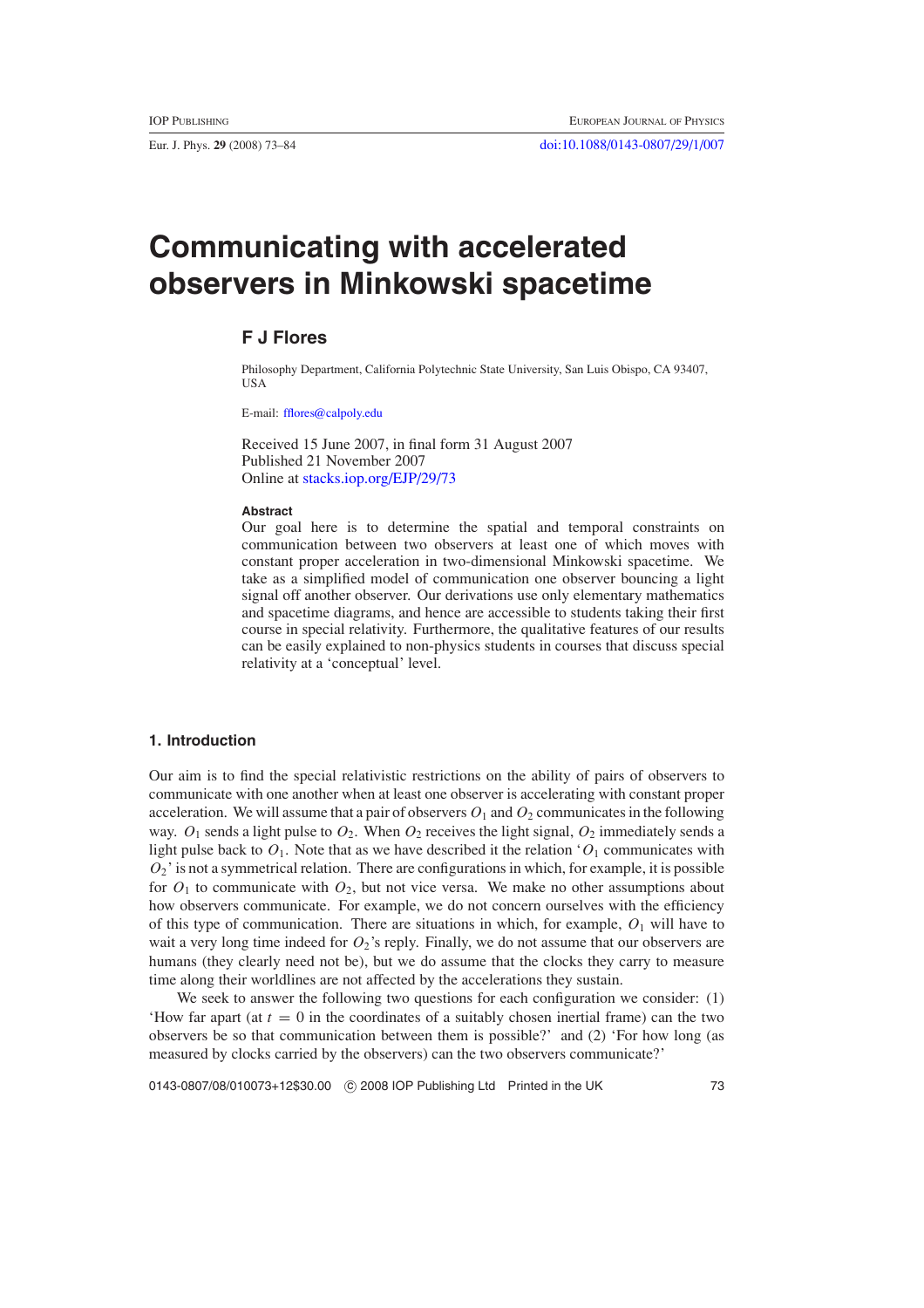# Communicating with accelerated observers in Minkowski spacetime

**F J Flores**

Philosophy Department, California Polytechnic State University, San Luis Obispo, CA 93407, USA

E-mail: fflores@calpoly.edu

Received 15 June 2007, in final form 31 August 2007
Published 21 November 2007
Online at stacks.iop.org/EJP/29/73

### Abstract

Our goal here is to determine the spatial and temporal constraints on communication between two observers at least one of which moves with constant proper acceleration in two-dimensional Minkowski spacetime. We take as a simplified model of communication one observer bouncing a light signal off another observer. Our derivations use only elementary mathematics and spacetime diagrams, and hence are accessible to students taking their first course in special relativity. Furthermore, the qualitative features of our results can be easily explained to non-physics students in courses that discuss special relativity at a 'conceptual' level.

## 1. Introduction

Our aim is to find the special relativistic restrictions on the ability of pairs of observers to communicate with one another when at least one observer is accelerating with constant proper acceleration. We will assume that a pair of observers $O_1$ and $O_2$ communicates in the following way. $O_1$ sends a light pulse to $O_2$. When $O_2$ receives the light signal, $O_2$ immediately sends a light pulse back to $O_1$. Note that as we have described it the relation '$O_1$ communicates with $O_2$' is not a symmetrical relation. There are configurations in which, for example, it is possible for $O_1$ to communicate with $O_2$, but not vice versa. We make no other assumptions about how observers communicate. For example, we do not concern ourselves with the efficiency of this type of communication. There are situations in which, for example, $O_1$ will have to wait a very long time indeed for $O_2$'s reply. Finally, we do not assume that our observers are humans (they clearly need not be), but we do assume that the clocks they carry to measure time along their worldlines are not affected by the accelerations they sustain.

We seek to answer the following two questions for each configuration we consider: (1) 'How far apart (at $t = 0$ in the coordinates of a suitably chosen inertial frame) can the two observers be so that communication between them is possible?' and (2) 'For how long (as measured by clocks carried by the observers) can the two observers communicate?'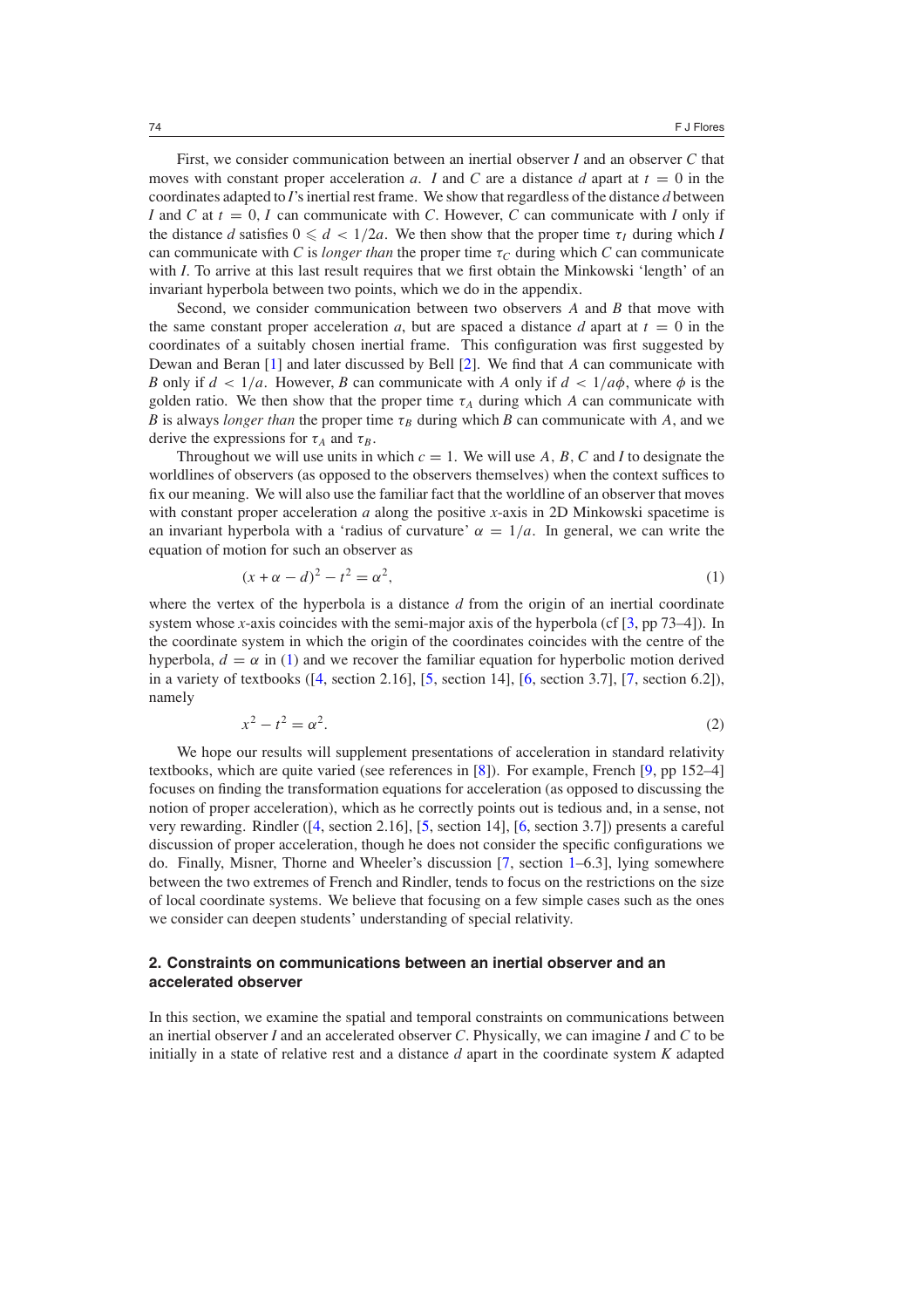First, we consider communication between an inertial observer $I$ and an observer $C$ that moves with constant proper acceleration $a$. $I$ and $C$ are a distance $d$ apart at $t = 0$ in the coordinates adapted to $I$'s inertial rest frame. We show that regardless of the distance $d$ between $I$ and $C$ at $t = 0$, $I$ can communicate with $C$. However, $C$ can communicate with $I$ only if the distance $d$ satisfies $0 \leqslant d < 1/2a$. We then show that the proper time $\tau_I$ during which $I$ can communicate with $C$ is *longer than* the proper time $\tau_C$ during which $C$ can communicate with $I$. To arrive at this last result requires that we first obtain the Minkowski 'length' of an invariant hyperbola between two points, which we do in the appendix.

Second, we consider communication between two observers $A$ and $B$ that move with the same constant proper acceleration $a$, but are spaced a distance $d$ apart at $t = 0$ in the coordinates of a suitably chosen inertial frame. This configuration was first suggested by Dewan and Beran [1] and later discussed by Bell [2]. We find that $A$ can communicate with $B$ only if $d < 1/a$. However, $B$ can communicate with $A$ only if $d < 1/a\phi$, where $\phi$ is the golden ratio. We then show that the proper time $\tau_A$ during which $A$ can communicate with $B$ is always *longer than* the proper time $\tau_B$ during which $B$ can communicate with $A$, and we derive the expressions for $\tau_A$ and $\tau_B$.

Throughout we will use units in which $c = 1$. We will use $A$, $B$, $C$ and $I$ to designate the worldlines of observers (as opposed to the observers themselves) when the context suffices to fix our meaning. We will also use the familiar fact that the worldline of an observer that moves with constant proper acceleration $a$ along the positive $x$-axis in 2D Minkowski spacetime is an invariant hyperbola with a 'radius of curvature' $\alpha = 1/a$. In general, we can write the equation of motion for such an observer as

$$(x + \alpha - d)^2 - t^2 = \alpha^2, \tag{1}$$

where the vertex of the hyperbola is a distance $d$ from the origin of an inertial coordinate system whose $x$-axis coincides with the semi-major axis of the hyperbola (cf [3, pp 73–4]). In the coordinate system in which the origin of the coordinates coincides with the centre of the hyperbola, $d = \alpha$ in (1) and we recover the familiar equation for hyperbolic motion derived in a variety of textbooks ([4, section 2.16], [5, section 14], [6, section 3.7], [7, section 6.2]), namely

$$x^2 - t^2 = \alpha^2. \tag{2}$$

We hope our results will supplement presentations of acceleration in standard relativity textbooks, which are quite varied (see references in [8]). For example, French [9, pp 152–4] focuses on finding the transformation equations for acceleration (as opposed to discussing the notion of proper acceleration), which as he correctly points out is tedious and, in a sense, not very rewarding. Rindler ([4, section 2.16], [5, section 14], [6, section 3.7]) presents a careful discussion of proper acceleration, though he does not consider the specific configurations we do. Finally, Misner, Thorne and Wheeler's discussion [7, section 1–6.3], lying somewhere between the two extremes of French and Rindler, tends to focus on the restrictions on the size of local coordinate systems. We believe that focusing on a few simple cases such as the ones we consider can deepen students' understanding of special relativity.

## 2. Constraints on communications between an inertial observer and an accelerated observer

In this section, we examine the spatial and temporal constraints on communications between an inertial observer $I$ and an accelerated observer $C$. Physically, we can imagine $I$ and $C$ to be initially in a state of relative rest and a distance $d$ apart in the coordinate system $K$ adapted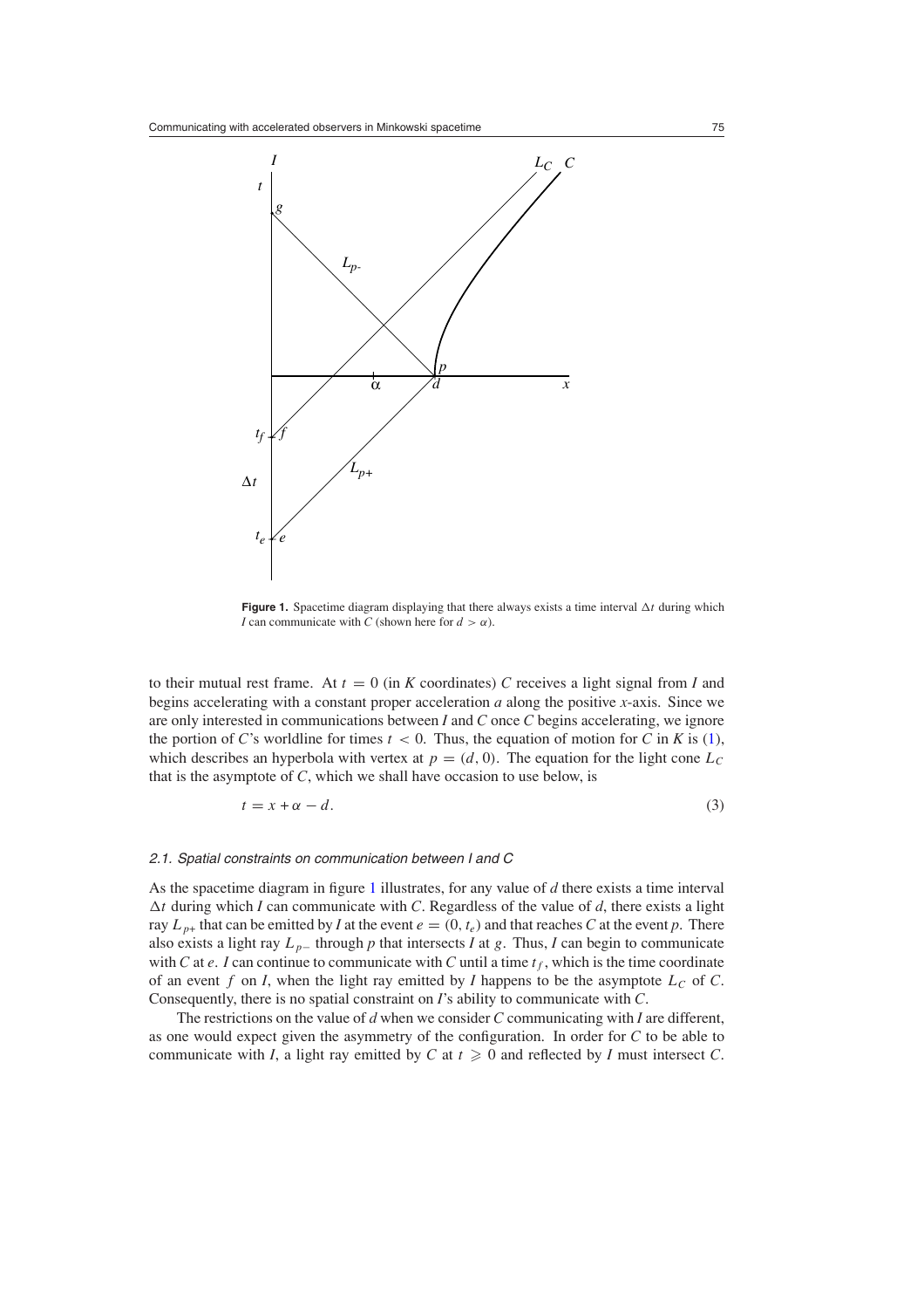**Figure 1.** Spacetime diagram displaying that there always exists a time interval $\Delta t$ during which $I$ can communicate with $C$ (shown here for $d > \alpha$).

to their mutual rest frame. At $t = 0$ (in $K$ coordinates) $C$ receives a light signal from $I$ and begins accelerating with a constant proper acceleration $a$ along the positive $x$-axis. Since we are only interested in communications between $I$ and $C$ once $C$ begins accelerating, we ignore the portion of $C$'s worldline for times $t < 0$. Thus, the equation of motion for $C$ in $K$ is (1), which describes an hyperbola with vertex at $p = (d, 0)$. The equation for the light cone $L_C$ that is the asymptote of $C$, which we shall have occasion to use below, is

$$t = x + \alpha - d. \tag{3}$$

### 2.1. Spatial constraints on communication between I and C

As the spacetime diagram in figure 1 illustrates, for any value of $d$ there exists a time interval $\Delta t$ during which $I$ can communicate with $C$. Regardless of the value of $d$, there exists a light ray $L_{p+}$ that can be emitted by $I$ at the event $e = (0, t_e)$ and that reaches $C$ at the event $p$. There also exists a light ray $L_{p-}$ through $p$ that intersects $I$ at $g$. Thus, $I$ can begin to communicate with $C$ at $e$. $I$ can continue to communicate with $C$ until a time $t_f$, which is the time coordinate of an event $f$ on $I$, when the light ray emitted by $I$ happens to be the asymptote $L_C$ of $C$. Consequently, there is no spatial constraint on $I$'s ability to communicate with $C$.

The restrictions on the value of $d$ when we consider $C$ communicating with $I$ are different, as one would expect given the asymmetry of the configuration. In order for $C$ to be able to communicate with $I$, a light ray emitted by $C$ at $t \geqslant 0$ and reflected by $I$ must intersect $C$.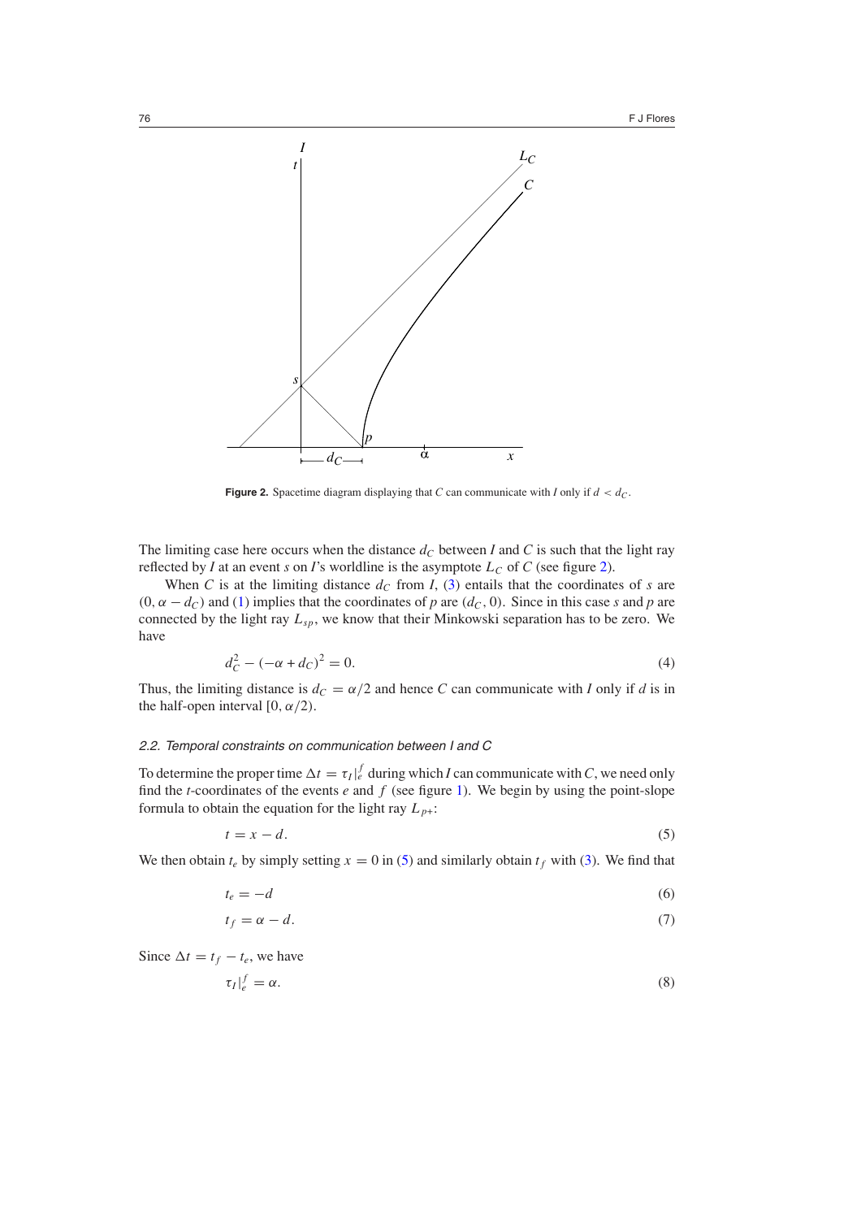**Figure 2.** Spacetime diagram displaying that $C$ can communicate with $I$ only if $d < d_C$.

The limiting case here occurs when the distance $d_C$ between $I$ and $C$ is such that the light ray reflected by $I$ at an event $s$ on $I$'s worldline is the asymptote $L_C$ of $C$ (see figure 2).

When $C$ is at the limiting distance $d_C$ from $I$, (3) entails that the coordinates of $s$ are $(0, \alpha - d_C)$ and (1) implies that the coordinates of $p$ are $(d_C, 0)$. Since in this case $s$ and $p$ are connected by the light ray $L_{sp}$, we know that their Minkowski separation has to be zero. We have

$$d_C^2 - (-\alpha + d_C)^2 = 0. \tag{4}$$

Thus, the limiting distance is $d_C = \alpha/2$ and hence $C$ can communicate with $I$ only if $d$ is in the half-open interval $[0, \alpha/2)$.

### 2.2. Temporal constraints on communication between I and C

To determine the proper time $\Delta t = \tau_I|_e^f$ during which $I$ can communicate with $C$, we need only find the $t$-coordinates of the events $e$ and $f$ (see figure 1). We begin by using the point-slope formula to obtain the equation for the light ray $L_{p+}$:

$$t = x - d. \tag{5}$$

We then obtain $t_e$ by simply setting $x = 0$ in (5) and similarly obtain $t_f$ with (3). We find that

$$t_e = -d \tag{6}$$

$$t_f = \alpha - d. \tag{7}$$

Since $\Delta t = t_f - t_e$, we have

$$\tau_I|_e^f = \alpha. \tag{8}$$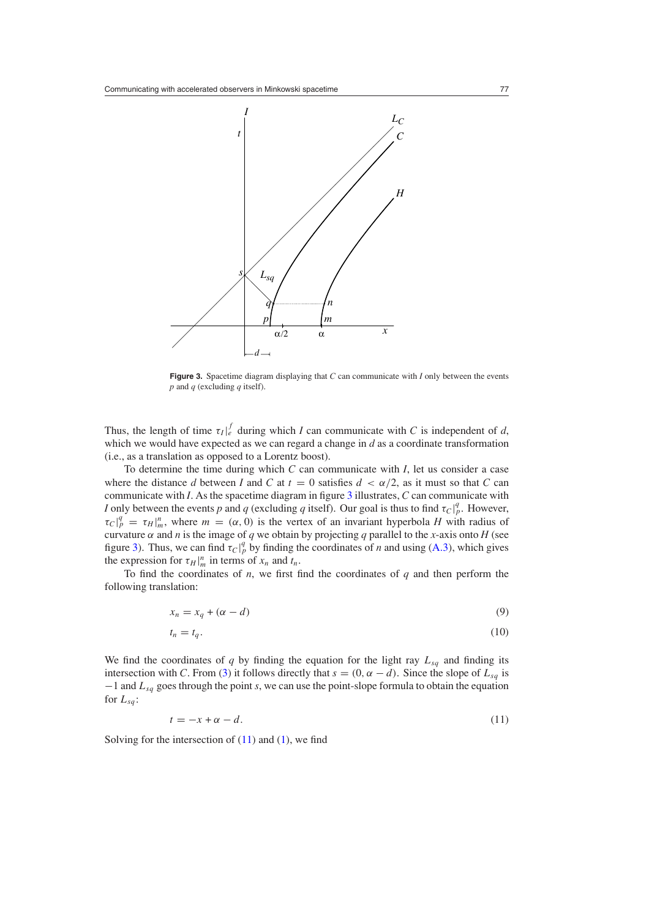**Figure 3.** Spacetime diagram displaying that $C$ can communicate with $I$ only between the events $p$ and $q$ (excluding $q$ itself).

Thus, the length of time $\tau_I|_e^f$ during which $I$ can communicate with $C$ is independent of $d$, which we would have expected as we can regard a change in $d$ as a coordinate transformation (i.e., as a translation as opposed to a Lorentz boost).

To determine the time during which $C$ can communicate with $I$, let us consider a case where the distance $d$ between $I$ and $C$ at $t = 0$ satisfies $d < \alpha/2$, as it must so that $C$ can communicate with $I$. As the spacetime diagram in figure 3 illustrates, $C$ can communicate with $I$ only between the events $p$ and $q$ (excluding $q$ itself). Our goal is thus to find $\tau_C|_p^q$. However, $\tau_C|_p^q = \tau_H|_m^n$, where $m = (\alpha, 0)$ is the vertex of an invariant hyperbola $H$ with radius of curvature $\alpha$ and $n$ is the image of $q$ we obtain by projecting $q$ parallel to the $x$-axis onto $H$ (see figure 3). Thus, we can find $\tau_C|_p^q$ by finding the coordinates of $n$ and using (A.3), which gives the expression for $\tau_H|_m^n$ in terms of $x_n$ and $t_n$.

To find the coordinates of $n$, we first find the coordinates of $q$ and then perform the following translation:

$$x_n = x_q + (\alpha - d) \tag{9}$$

$$t_n = t_q. \tag{10}$$

We find the coordinates of $q$ by finding the equation for the light ray $L_{sq}$ and finding its intersection with $C$. From (3) it follows directly that $s = (0, \alpha - d)$. Since the slope of $L_{sq}$ is $-1$ and $L_{sq}$ goes through the point $s$, we can use the point-slope formula to obtain the equation for $L_{sq}$:

$$t = -x + \alpha - d. \tag{11}$$

Solving for the intersection of (11) and (1), we find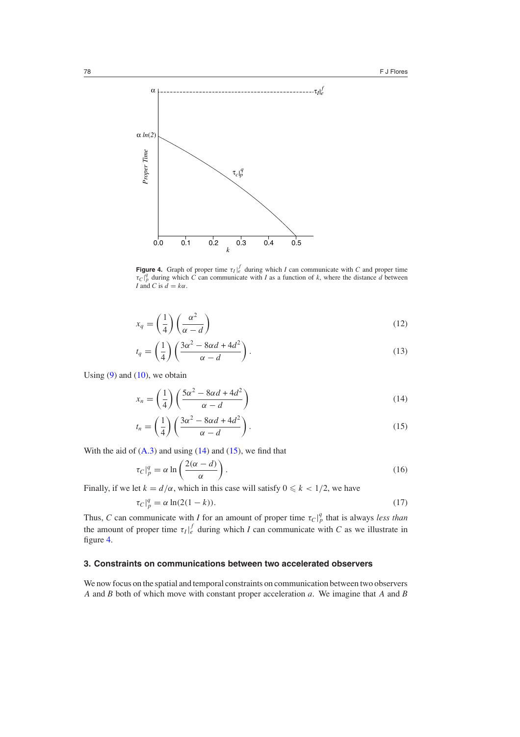**Figure 4.** Graph of proper time $\tau_I|_e^f$ during which $I$ can communicate with $C$ and proper time $\tau_C|_p^q$ during which $C$ can communicate with $I$ as a function of $k$, where the distance $d$ between $I$ and $C$ is $d = k\alpha$.

$$x_q = \left(\frac{1}{4}\right)\left(\frac{\alpha^2}{\alpha - d}\right) \tag{12}$$

$$t_q = \left(\frac{1}{4}\right)\left(\frac{3\alpha^2 - 8\alpha d + 4d^2}{\alpha - d}\right). \tag{13}$$

Using (9) and (10), we obtain

$$x_n = \left(\frac{1}{4}\right)\left(\frac{5\alpha^2 - 8\alpha d + 4d^2}{\alpha - d}\right) \tag{14}$$

$$t_n = \left(\frac{1}{4}\right)\left(\frac{3\alpha^2 - 8\alpha d + 4d^2}{\alpha - d}\right). \tag{15}$$

With the aid of (A.3) and using (14) and (15), we find that

$$\tau_C|_p^q = \alpha \ln\left(\frac{2(\alpha - d)}{\alpha}\right). \tag{16}$$

Finally, if we let $k = d/\alpha$, which in this case will satisfy $0 \leqslant k < 1/2$, we have

$$\tau_C|_p^q = \alpha \ln(2(1 - k)). \tag{17}$$

Thus, $C$ can communicate with $I$ for an amount of proper time $\tau_C|_p^q$ that is always *less than* the amount of proper time $\tau_I|_e^f$ during which $I$ can communicate with $C$ as we illustrate in figure 4.

### 3. Constraints on communications between two accelerated observers

We now focus on the spatial and temporal constraints on communication between two observers $A$ and $B$ both of which move with constant proper acceleration $a$. We imagine that $A$ and $B$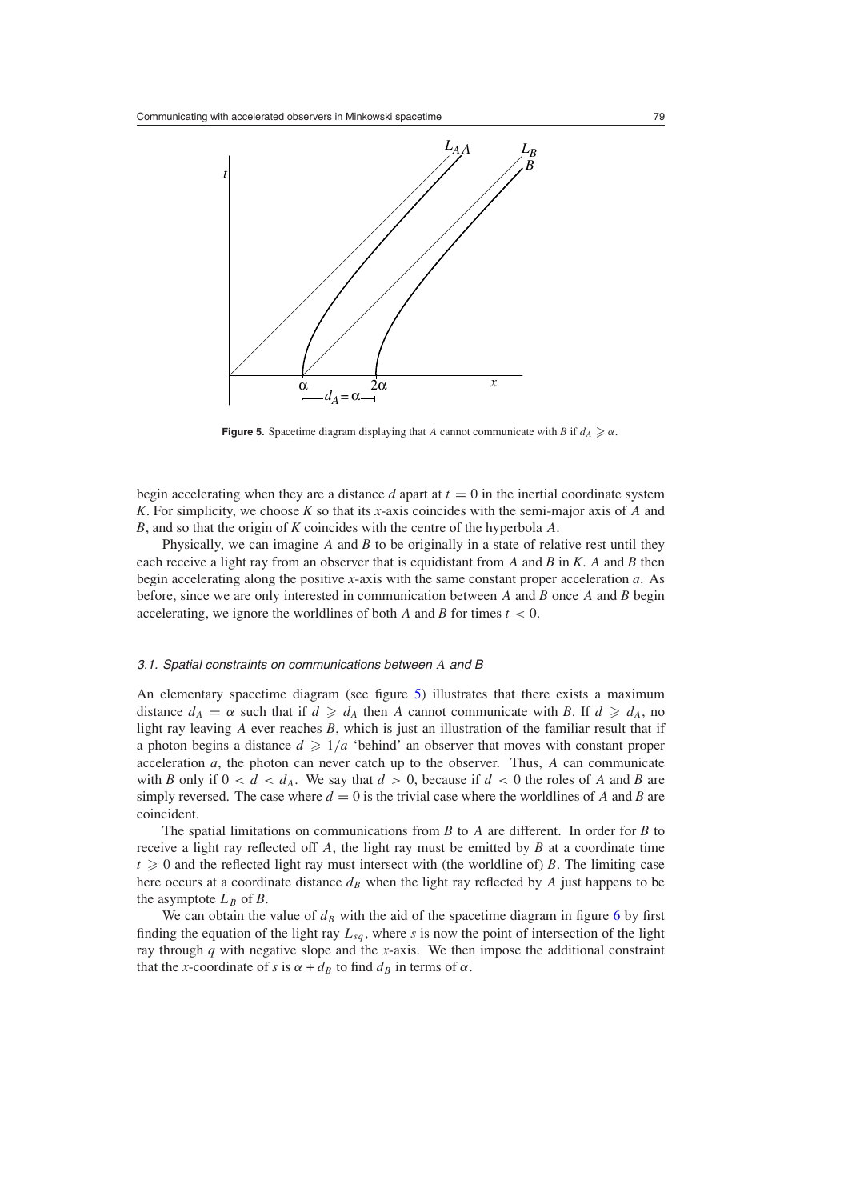**Figure 5.** Spacetime diagram displaying that $A$ cannot communicate with $B$ if $d_A \geqslant \alpha$.

begin accelerating when they are a distance $d$ apart at $t = 0$ in the inertial coordinate system $K$. For simplicity, we choose $K$ so that its $x$-axis coincides with the semi-major axis of $A$ and $B$, and so that the origin of $K$ coincides with the centre of the hyperbola $A$.

Physically, we can imagine $A$ and $B$ to be originally in a state of relative rest until they each receive a light ray from an observer that is equidistant from $A$ and $B$ in $K$. $A$ and $B$ then begin accelerating along the positive $x$-axis with the same constant proper acceleration $a$. As before, since we are only interested in communication between $A$ and $B$ once $A$ and $B$ begin accelerating, we ignore the worldlines of both $A$ and $B$ for times $t < 0$.

### *3.1. Spatial constraints on communications between A and B*

An elementary spacetime diagram (see figure 5) illustrates that there exists a maximum distance $d_A = \alpha$ such that if $d \geqslant d_A$ then $A$ cannot communicate with $B$. If $d \geqslant d_A$, no light ray leaving $A$ ever reaches $B$, which is just an illustration of the familiar result that if a photon begins a distance $d \geqslant 1/a$ 'behind' an observer that moves with constant proper acceleration $a$, the photon can never catch up to the observer. Thus, $A$ can communicate with $B$ only if $0 < d < d_A$. We say that $d > 0$, because if $d < 0$ the roles of $A$ and $B$ are simply reversed. The case where $d = 0$ is the trivial case where the worldlines of $A$ and $B$ are coincident.

The spatial limitations on communications from $B$ to $A$ are different. In order for $B$ to receive a light ray reflected off $A$, the light ray must be emitted by $B$ at a coordinate time $t \geqslant 0$ and the reflected light ray must intersect with (the worldline of) $B$. The limiting case here occurs at a coordinate distance $d_B$ when the light ray reflected by $A$ just happens to be the asymptote $L_B$ of $B$.

We can obtain the value of $d_B$ with the aid of the spacetime diagram in figure 6 by first finding the equation of the light ray $L_{sq}$, where $s$ is now the point of intersection of the light ray through $q$ with negative slope and the $x$-axis. We then impose the additional constraint that the $x$-coordinate of $s$ is $\alpha + d_B$ to find $d_B$ in terms of $\alpha$.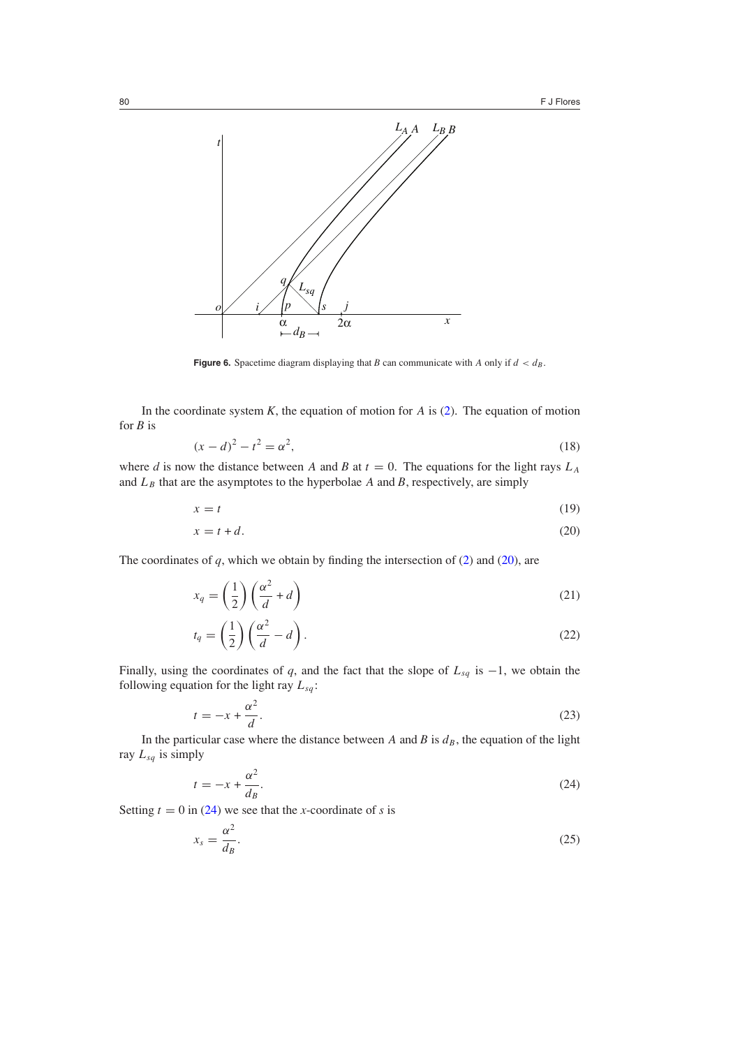**Figure 6.** Spacetime diagram displaying that $B$ can communicate with $A$ only if $d < d_B$.

In the coordinate system $K$, the equation of motion for $A$ is (2). The equation of motion for $B$ is

$$(x - d)^2 - t^2 = \alpha^2, \tag{18}$$

where $d$ is now the distance between $A$ and $B$ at $t = 0$. The equations for the light rays $L_A$ and $L_B$ that are the asymptotes to the hyperbolae $A$ and $B$, respectively, are simply

$$x = t \tag{19}$$

$$x = t + d. \tag{20}$$

The coordinates of $q$, which we obtain by finding the intersection of (2) and (20), are

$$x_q = \left(\frac{1}{2}\right)\left(\frac{\alpha^2}{d} + d\right) \tag{21}$$

$$t_q = \left(\frac{1}{2}\right)\left(\frac{\alpha^2}{d} - d\right). \tag{22}$$

Finally, using the coordinates of $q$, and the fact that the slope of $L_{sq}$ is $-1$, we obtain the following equation for the light ray $L_{sq}$:

$$t = -x + \frac{\alpha^2}{d}. \tag{23}$$

In the particular case where the distance between $A$ and $B$ is $d_B$, the equation of the light ray $L_{sq}$ is simply

$$t = -x + \frac{\alpha^2}{d_B}. \tag{24}$$

Setting $t = 0$ in (24) we see that the $x$-coordinate of $s$ is

$$x_s = \frac{\alpha^2}{d_B}. \tag{25}$$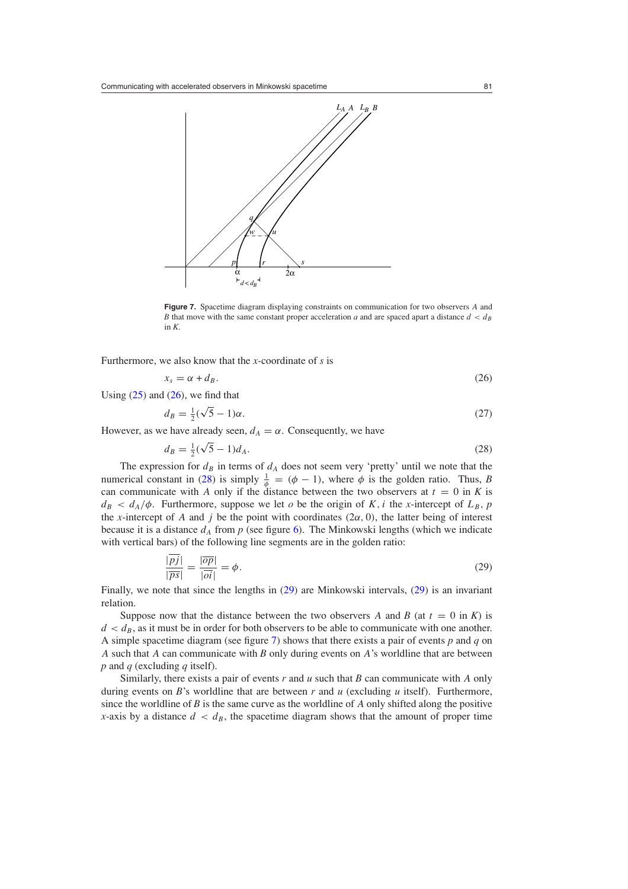**Figure 7.** Spacetime diagram displaying constraints on communication for two observers $A$ and $B$ that move with the same constant proper acceleration $a$ and are spaced apart a distance $d < d_B$ in $K$.

Furthermore, we also know that the $x$-coordinate of $s$ is

$$x_s = \alpha + d_B. \tag{26}$$

Using (25) and (26), we find that

$$d_B = \tfrac{1}{2}(\sqrt{5} - 1)\alpha. \tag{27}$$

However, as we have already seen, $d_A = \alpha$. Consequently, we have

$$d_B = \tfrac{1}{2}(\sqrt{5} - 1)d_A. \tag{28}$$

The expression for $d_B$ in terms of $d_A$ does not seem very 'pretty' until we note that the numerical constant in (28) is simply $\frac{1}{\phi} = (\phi - 1)$, where $\phi$ is the golden ratio. Thus, $B$ can communicate with $A$ only if the distance between the two observers at $t = 0$ in $K$ is $d_B < d_A/\phi$. Furthermore, suppose we let $o$ be the origin of $K$, $i$ the $x$-intercept of $L_B$, $p$ the $x$-intercept of $A$ and $j$ be the point with coordinates $(2\alpha, 0)$, the latter being of interest because it is a distance $d_A$ from $p$ (see figure 6). The Minkowski lengths (which we indicate with vertical bars) of the following line segments are in the golden ratio:

$$\frac{|\overline{pj}|}{|\overline{ps}|} = \frac{|\overline{op}|}{|\overline{oi}|} = \phi. \tag{29}$$

Finally, we note that since the lengths in (29) are Minkowski intervals, (29) is an invariant relation.

Suppose now that the distance between the two observers $A$ and $B$ (at $t = 0$ in $K$) is $d < d_B$, as it must be in order for both observers to be able to communicate with one another. A simple spacetime diagram (see figure 7) shows that there exists a pair of events $p$ and $q$ on $A$ such that $A$ can communicate with $B$ only during events on $A$'s worldline that are between $p$ and $q$ (excluding $q$ itself).

Similarly, there exists a pair of events $r$ and $u$ such that $B$ can communicate with $A$ only during events on $B$'s worldline that are between $r$ and $u$ (excluding $u$ itself). Furthermore, since the worldline of $B$ is the same curve as the worldline of $A$ only shifted along the positive $x$-axis by a distance $d < d_B$, the spacetime diagram shows that the amount of proper time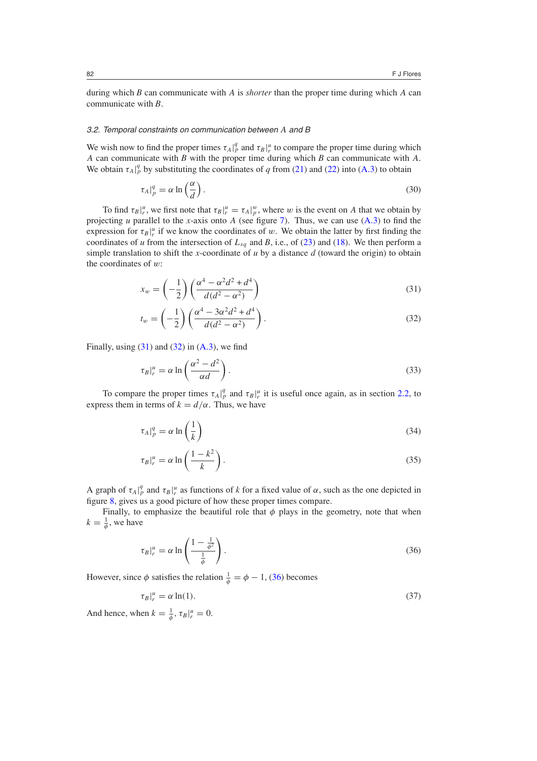during which $B$ can communicate with $A$ is *shorter* than the proper time during which $A$ can communicate with $B$.

### 3.2. Temporal constraints on communication between A and B

We wish now to find the proper times $\tau_A|_p^q$ and $\tau_B|_r^u$ to compare the proper time during which $A$ can communicate with $B$ with the proper time during which $B$ can communicate with $A$. We obtain $\tau_A|_p^q$ by substituting the coordinates of $q$ from (21) and (22) into (A.3) to obtain

$$\tau_A|_p^q = \alpha \ln\left(\frac{\alpha}{d}\right). \tag{30}$$

To find $\tau_B|_r^u$, we first note that $\tau_B|_r^u = \tau_A|_p^w$, where $w$ is the event on $A$ that we obtain by projecting $u$ parallel to the $x$-axis onto $A$ (see figure 7). Thus, we can use (A.3) to find the expression for $\tau_B|_r^u$ if we know the coordinates of $w$. We obtain the latter by first finding the coordinates of $u$ from the intersection of $L_{sq}$ and $B$, i.e., of (23) and (18). We then perform a simple translation to shift the $x$-coordinate of $u$ by a distance $d$ (toward the origin) to obtain the coordinates of $w$:

$$x_w = \left(-\frac{1}{2}\right)\left(\frac{\alpha^4 - \alpha^2 d^2 + d^4}{d(d^2-\alpha^2)}\right) \tag{31}$$

$$t_w = \left(-\frac{1}{2}\right)\left(\frac{\alpha^4 - 3\alpha^2 d^2 + d^4}{d(d^2-\alpha^2)}\right). \tag{32}$$

Finally, using (31) and (32) in (A.3), we find

$$\tau_B|_r^u = \alpha \ln\left(\frac{\alpha^2 - d^2}{\alpha d}\right). \tag{33}$$

To compare the proper times $\tau_A|_p^q$ and $\tau_B|_r^u$ it is useful once again, as in section 2.2, to express them in terms of $k = d/\alpha$. Thus, we have

$$\tau_A|_p^q = \alpha \ln\left(\frac{1}{k}\right) \tag{34}$$

$$\tau_B|_r^u = \alpha \ln\left(\frac{1-k^2}{k}\right). \tag{35}$$

A graph of $\tau_A|_p^q$ and $\tau_B|_r^u$ as functions of $k$ for a fixed value of $\alpha$, such as the one depicted in figure 8, gives us a good picture of how these proper times compare.

Finally, to emphasize the beautiful role that $\phi$ plays in the geometry, note that when $k = \frac{1}{\phi}$, we have

$$\tau_B|_r^u = \alpha \ln\left(\frac{1-\frac{1}{\phi^2}}{\frac{1}{\phi}}\right). \tag{36}$$

However, since $\phi$ satisfies the relation $\frac{1}{\phi} = \phi - 1$, (36) becomes

$$\tau_B|_r^u = \alpha \ln(1). \tag{37}$$

And hence, when $k = \frac{1}{\phi}$, $\tau_B|_r^u = 0$.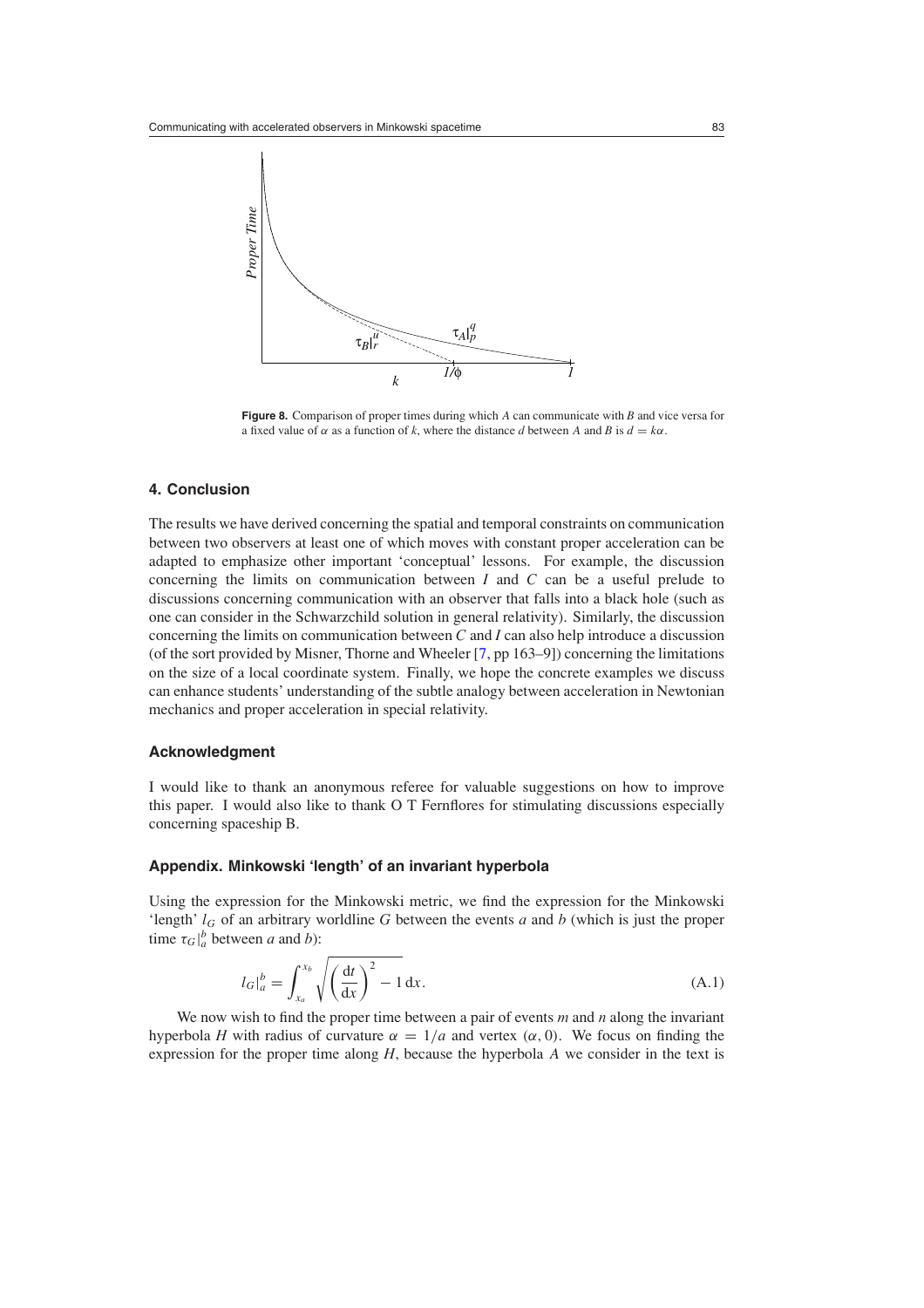**Figure 8.** Comparison of proper times during which $A$ can communicate with $B$ and vice versa for a fixed value of $\alpha$ as a function of $k$, where the distance $d$ between $A$ and $B$ is $d = k\alpha$.

## 4. Conclusion

The results we have derived concerning the spatial and temporal constraints on communication between two observers at least one of which moves with constant proper acceleration can be adapted to emphasize other important 'conceptual' lessons. For example, the discussion concerning the limits on communication between $I$ and $C$ can be a useful prelude to discussions concerning communication with an observer that falls into a black hole (such as one can consider in the Schwarzchild solution in general relativity). Similarly, the discussion concerning the limits on communication between $C$ and $I$ can also help introduce a discussion (of the sort provided by Misner, Thorne and Wheeler [7, pp 163–9]) concerning the limitations on the size of a local coordinate system. Finally, we hope the concrete examples we discuss can enhance students' understanding of the subtle analogy between acceleration in Newtonian mechanics and proper acceleration in special relativity.

### Acknowledgment

I would like to thank an anonymous referee for valuable suggestions on how to improve this paper. I would also like to thank O T Fernflores for stimulating discussions especially concerning spaceship B.

### Appendix. Minkowski 'length' of an invariant hyperbola

Using the expression for the Minkowski metric, we find the expression for the Minkowski 'length' $l_G$ of an arbitrary worldline $G$ between the events $a$ and $b$ (which is just the proper time $\tau_G|_a^b$ between $a$ and $b$):

$$l_G|_a^b = \int_{x_a}^{x_b} \sqrt{\left(\frac{\mathrm{d}t}{\mathrm{d}x}\right)^2 - 1}\,\mathrm{d}x. \tag{A.1}$$

We now wish to find the proper time between a pair of events $m$ and $n$ along the invariant hyperbola $H$ with radius of curvature $\alpha = 1/a$ and vertex $(\alpha, 0)$. We focus on finding the expression for the proper time along $H$, because the hyperbola $A$ we consider in the text is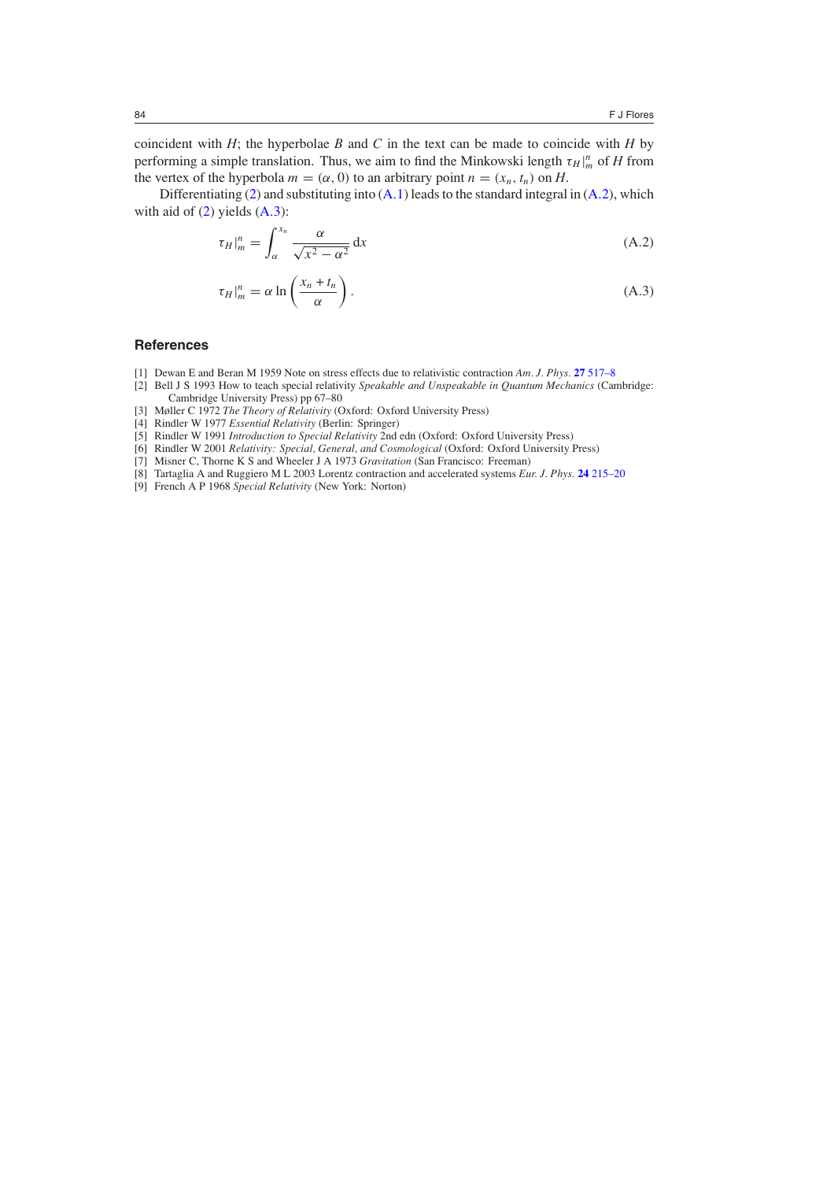coincident with $H$; the hyperbolae $B$ and $C$ in the text can be made to coincide with $H$ by performing a simple translation. Thus, we aim to find the Minkowski length $\tau_H|_m^n$ of $H$ from the vertex of the hyperbola $m = (\alpha, 0)$ to an arbitrary point $n = (x_n, t_n)$ on $H$.

Differentiating (2) and substituting into (A.1) leads to the standard integral in (A.2), which with aid of (2) yields (A.3):

$$\tau_H|_m^n = \int_\alpha^{x_n} \frac{\alpha}{\sqrt{x^2 - \alpha^2}} \, \mathrm{d}x \tag{A.2}$$

$$\tau_H|_m^n = \alpha \ln \left( \frac{x_n + t_n}{\alpha} \right). \tag{A.3}$$

## References

[1] Dewan E and Beran M 1959 Note on stress effects due to relativistic contraction *Am. J. Phys.* **27** 517–8

[2] Bell J S 1993 How to teach special relativity *Speakable and Unspeakable in Quantum Mechanics* (Cambridge: Cambridge University Press) pp 67–80

[3] Møller C 1972 *The Theory of Relativity* (Oxford: Oxford University Press)

[4] Rindler W 1977 *Essential Relativity* (Berlin: Springer)

[5] Rindler W 1991 *Introduction to Special Relativity* 2nd edn (Oxford: Oxford University Press)

[6] Rindler W 2001 *Relativity: Special, General, and Cosmological* (Oxford: Oxford University Press)

[7] Misner C, Thorne K S and Wheeler J A 1973 *Gravitation* (San Francisco: Freeman)

[8] Tartaglia A and Ruggiero M L 2003 Lorentz contraction and accelerated systems *Eur. J. Phys.* **24** 215–20

[9] French A P 1968 *Special Relativity* (New York: Norton)